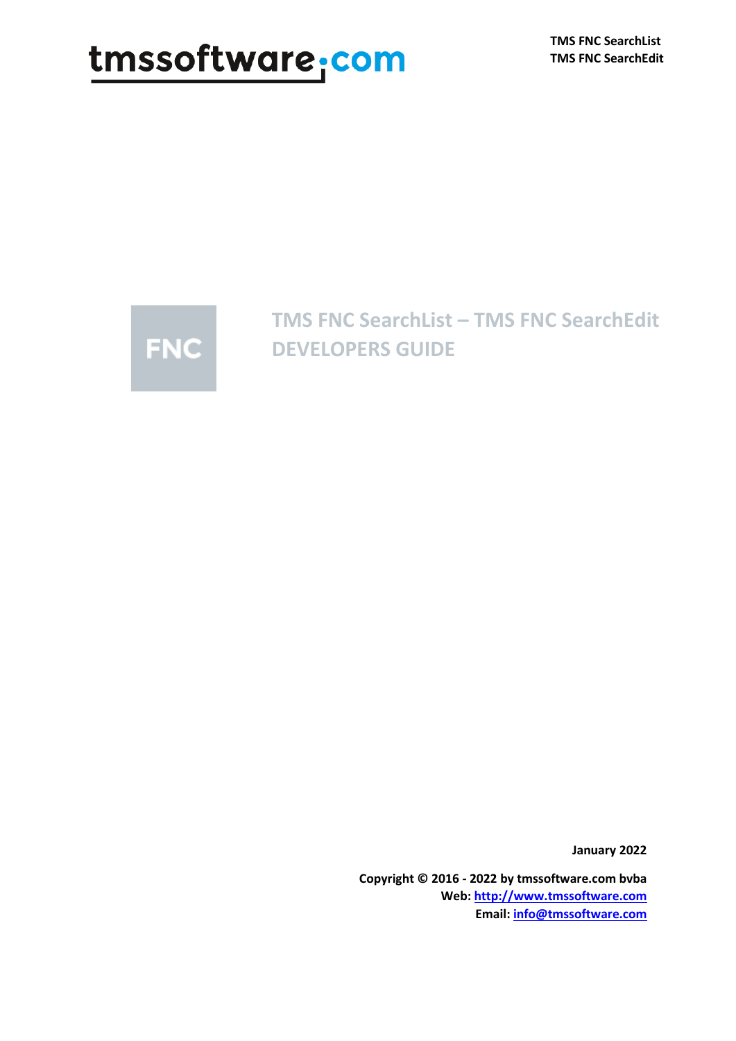tmssoftware.com

**TMS FNC SearchList**
**TMS FNC SearchEdit**

FNC

# TMS FNC SearchList – TMS FNC SearchEdit DEVELOPERS GUIDE

**January 2022**

**Copyright © 2016 - 2022 by tmssoftware.com bvba**
**Web: [http://www.tmssoftware.com](http://www.tmssoftware.com)**
**Email: [info@tmssoftware.com](mailto:info@tmssoftware.com)**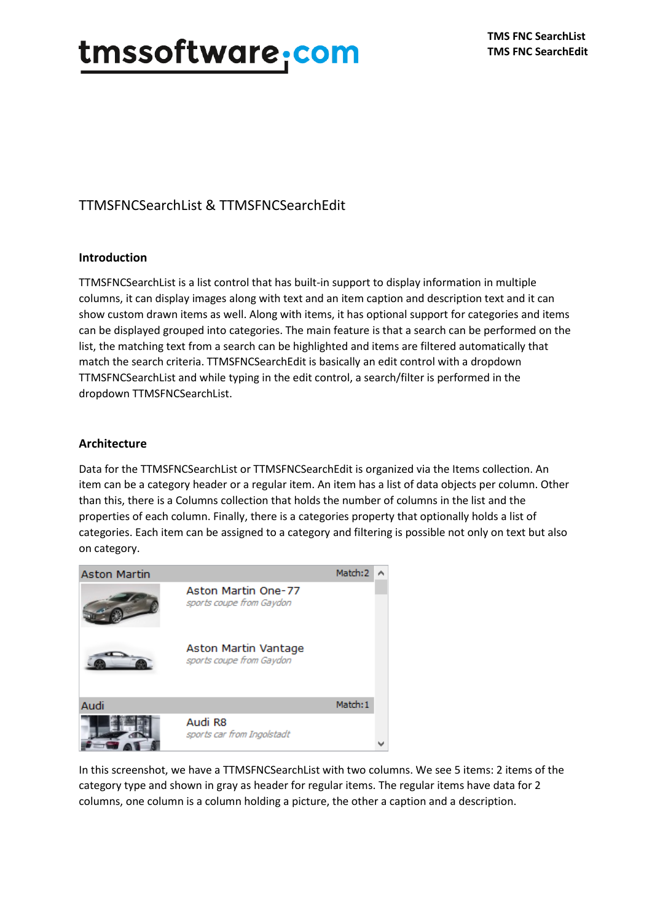# TTMSFNCSearchList & TTMSFNCSearchEdit

## Introduction

TTMSFNCSearchList is a list control that has built-in support to display information in multiple columns, it can display images along with text and an item caption and description text and it can show custom drawn items as well. Along with items, it has optional support for categories and items can be displayed grouped into categories. The main feature is that a search can be performed on the list, the matching text from a search can be highlighted and items are filtered automatically that match the search criteria. TTMSFNCSearchEdit is basically an edit control with a dropdown TTMSFNCSearchList and while typing in the edit control, a search/filter is performed in the dropdown TTMSFNCSearchList.

## Architecture

Data for the TTMSFNCSearchList or TTMSFNCSearchEdit is organized via the Items collection. An item can be a category header or a regular item. An item has a list of data objects per column. Other than this, there is a Columns collection that holds the number of columns in the list and the properties of each column. Finally, there is a categories property that optionally holds a list of categories. Each item can be assigned to a category and filtering is possible not only on text but also on category.

In this screenshot, we have a TTMSFNCSearchList with two columns. We see 5 items: 2 items of the category type and shown in gray as header for regular items. The regular items have data for 2 columns, one column is a column holding a picture, the other a caption and a description.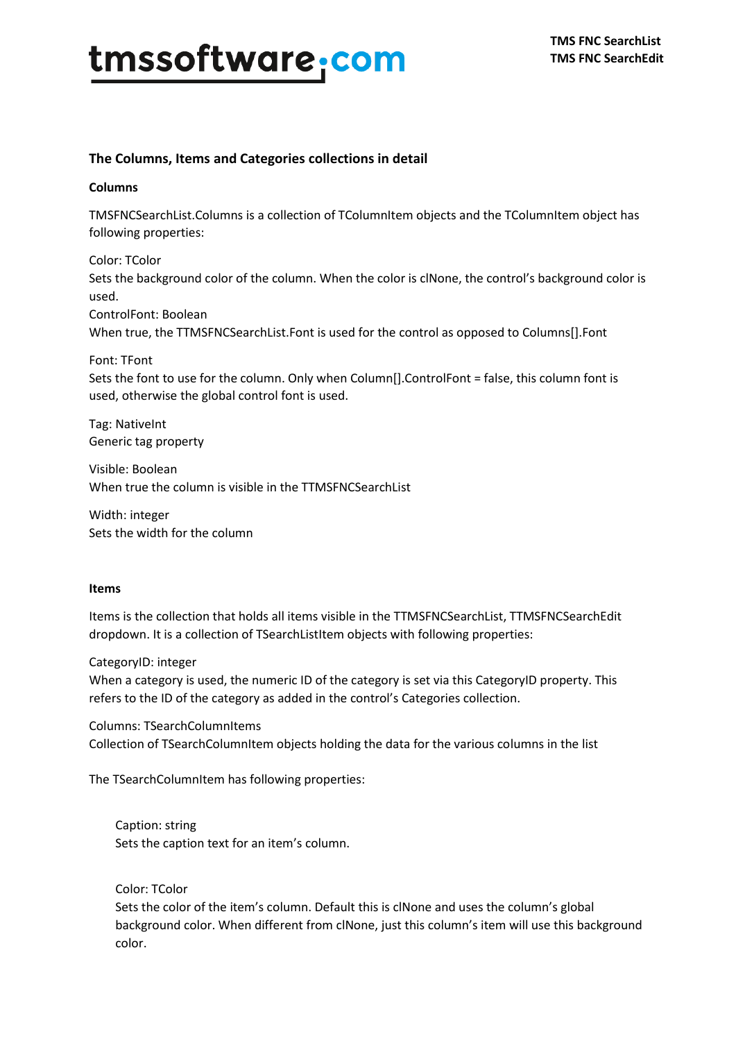## The Columns, Items and Categories collections in detail

### Columns

TMSFNCSearchList.Columns is a collection of TColumnItem objects and the TColumnItem object has following properties:

Color: TColor
Sets the background color of the column. When the color is clNone, the control's background color is used.
ControlFont: Boolean
When true, the TTMSFNCSearchList.Font is used for the control as opposed to Columns[].Font

Font: TFont
Sets the font to use for the column. Only when Column[].ControlFont = false, this column font is used, otherwise the global control font is used.

Tag: NativeInt
Generic tag property

Visible: Boolean
When true the column is visible in the TTMSFNCSearchList

Width: integer
Sets the width for the column

### Items

Items is the collection that holds all items visible in the TTMSFNCSearchList, TTMSFNCSearchEdit dropdown. It is a collection of TSearchListItem objects with following properties:

CategoryID: integer
When a category is used, the numeric ID of the category is set via this CategoryID property. This refers to the ID of the category as added in the control's Categories collection.

Columns: TSearchColumnItems
Collection of TSearchColumnItem objects holding the data for the various columns in the list

The TSearchColumnItem has following properties:

> Caption: string
> Sets the caption text for an item's column.
>
> Color: TColor
> Sets the color of the item's column. Default this is clNone and uses the column's global background color. When different from clNone, just this column's item will use this background color.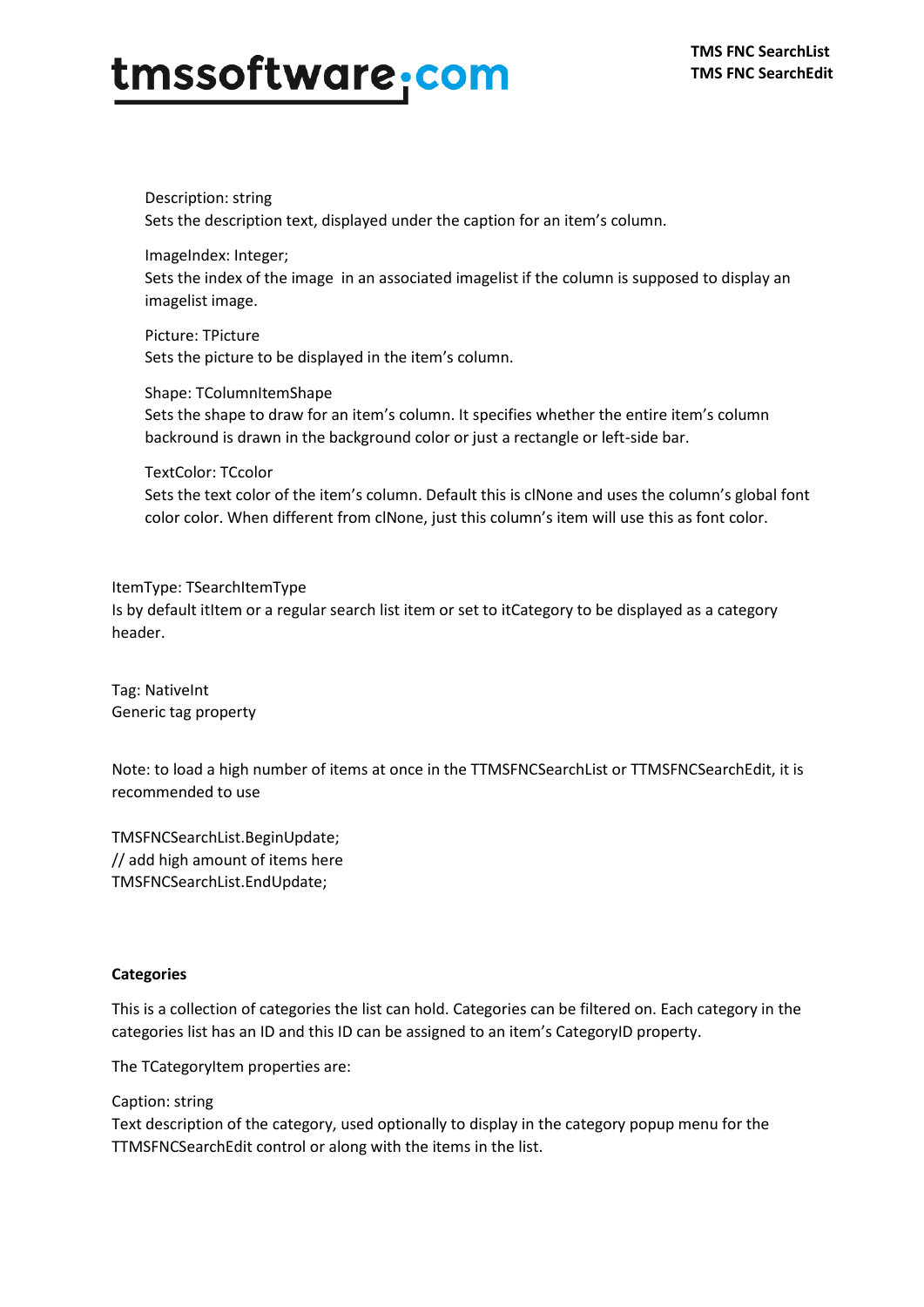Description: string
Sets the description text, displayed under the caption for an item's column.

ImageIndex: Integer;
Sets the index of the image in an associated imagelist if the column is supposed to display an imagelist image.

Picture: TPicture
Sets the picture to be displayed in the item's column.

Shape: TColumnItemShape
Sets the shape to draw for an item's column. It specifies whether the entire item's column backround is drawn in the background color or just a rectangle or left-side bar.

TextColor: TCcolor
Sets the text color of the item's column. Default this is clNone and uses the column's global font color color. When different from clNone, just this column's item will use this as font color.

ItemType: TSearchItemType
Is by default itItem or a regular search list item or set to itCategory to be displayed as a category header.

Tag: NativeInt
Generic tag property

Note: to load a high number of items at once in the TTMSFNCSearchList or TTMSFNCSearchEdit, it is recommended to use

```
TMSFNCSearchList.BeginUpdate;
// add high amount of items here
TMSFNCSearchList.EndUpdate;
```

**Categories**

This is a collection of categories the list can hold. Categories can be filtered on. Each category in the categories list has an ID and this ID can be assigned to an item's CategoryID property.

The TCategoryItem properties are:

Caption: string
Text description of the category, used optionally to display in the category popup menu for the TTMSFNCSearchEdit control or along with the items in the list.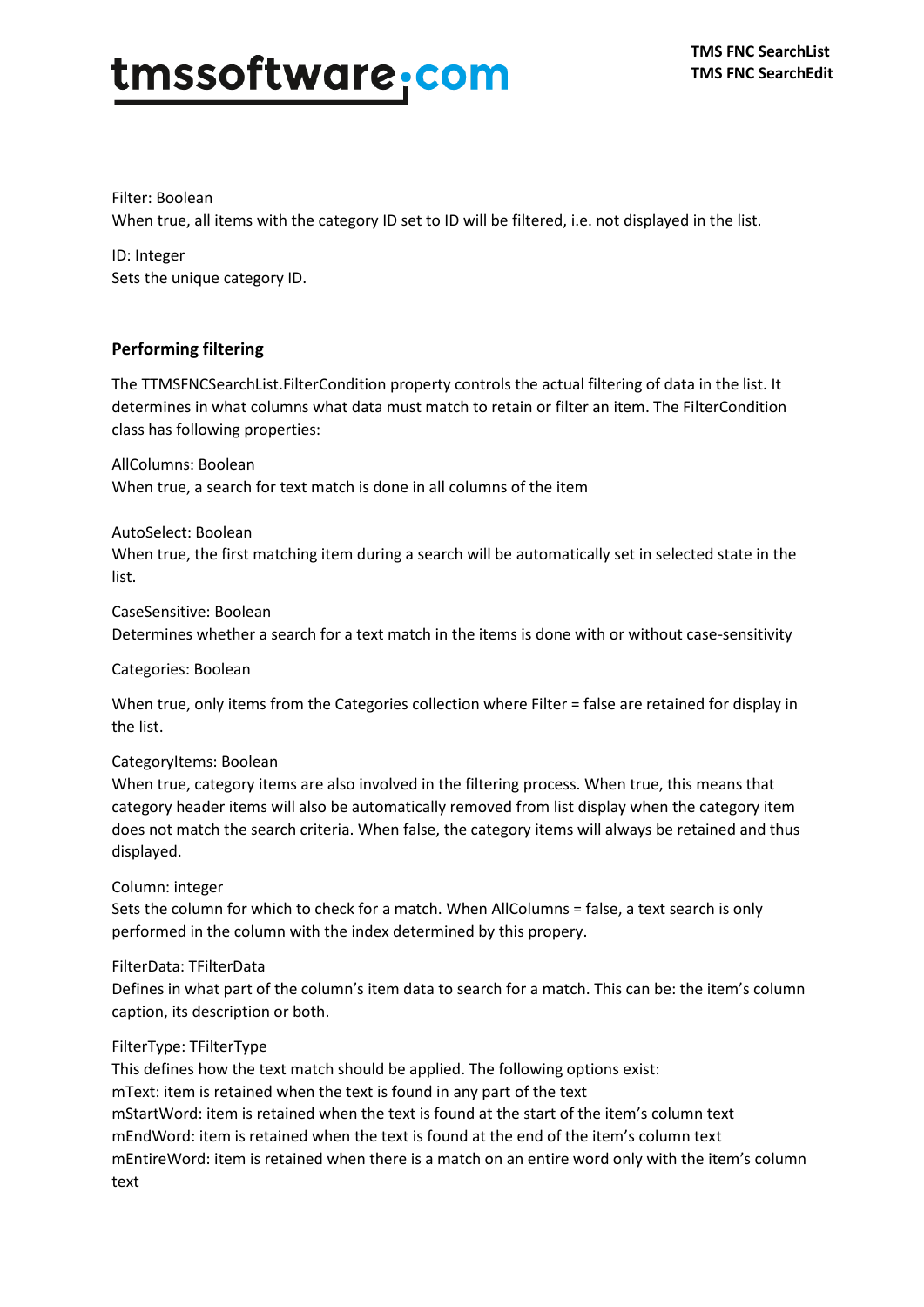Filter: Boolean
When true, all items with the category ID set to ID will be filtered, i.e. not displayed in the list.

ID: Integer
Sets the unique category ID.

### Performing filtering

The TTMSFNCSearchList.FilterCondition property controls the actual filtering of data in the list. It determines in what columns what data must match to retain or filter an item. The FilterCondition class has following properties:

AllColumns: Boolean
When true, a search for text match is done in all columns of the item

AutoSelect: Boolean
When true, the first matching item during a search will be automatically set in selected state in the list.

CaseSensitive: Boolean
Determines whether a search for a text match in the items is done with or without case-sensitivity

Categories: Boolean

When true, only items from the Categories collection where Filter = false are retained for display in the list.

CategoryItems: Boolean
When true, category items are also involved in the filtering process. When true, this means that category header items will also be automatically removed from list display when the category item does not match the search criteria. When false, the category items will always be retained and thus displayed.

Column: integer
Sets the column for which to check for a match. When AllColumns = false, a text search is only performed in the column with the index determined by this propery.

FilterData: TFilterData
Defines in what part of the column's item data to search for a match. This can be: the item's column caption, its description or both.

FilterType: TFilterType
This defines how the text match should be applied. The following options exist:
mText: item is retained when the text is found in any part of the text
mStartWord: item is retained when the text is found at the start of the item's column text
mEndWord: item is retained when the text is found at the end of the item's column text
mEntireWord: item is retained when there is a match on an entire word only with the item's column text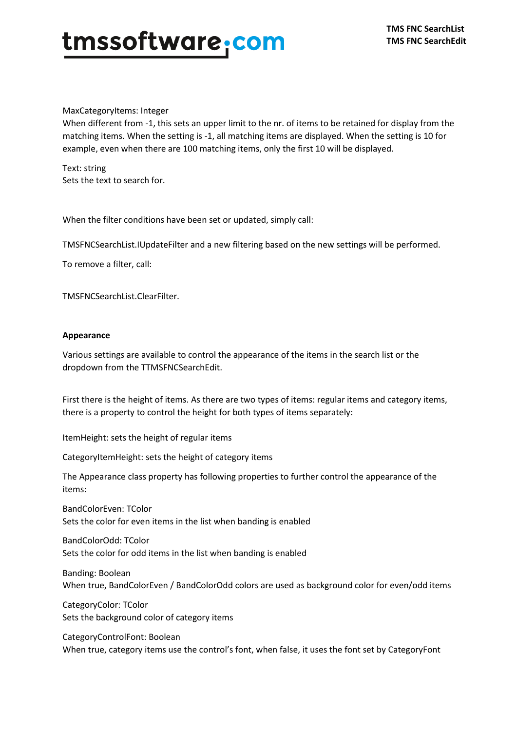MaxCategoryItems: Integer
When different from -1, this sets an upper limit to the nr. of items to be retained for display from the matching items. When the setting is -1, all matching items are displayed. When the setting is 10 for example, even when there are 100 matching items, only the first 10 will be displayed.

Text: string
Sets the text to search for.

When the filter conditions have been set or updated, simply call:

TMSFNCSearchList.IUpdateFilter and a new filtering based on the new settings will be performed.

To remove a filter, call:

TMSFNCSearchList.ClearFilter.

**Appearance**

Various settings are available to control the appearance of the items in the search list or the dropdown from the TTMSFNCSearchEdit.

First there is the height of items. As there are two types of items: regular items and category items, there is a property to control the height for both types of items separately:

ItemHeight: sets the height of regular items

CategoryItemHeight: sets the height of category items

The Appearance class property has following properties to further control the appearance of the items:

BandColorEven: TColor
Sets the color for even items in the list when banding is enabled

BandColorOdd: TColor
Sets the color for odd items in the list when banding is enabled

Banding: Boolean
When true, BandColorEven / BandColorOdd colors are used as background color for even/odd items

CategoryColor: TColor
Sets the background color of category items

CategoryControlFont: Boolean
When true, category items use the control's font, when false, it uses the font set by CategoryFont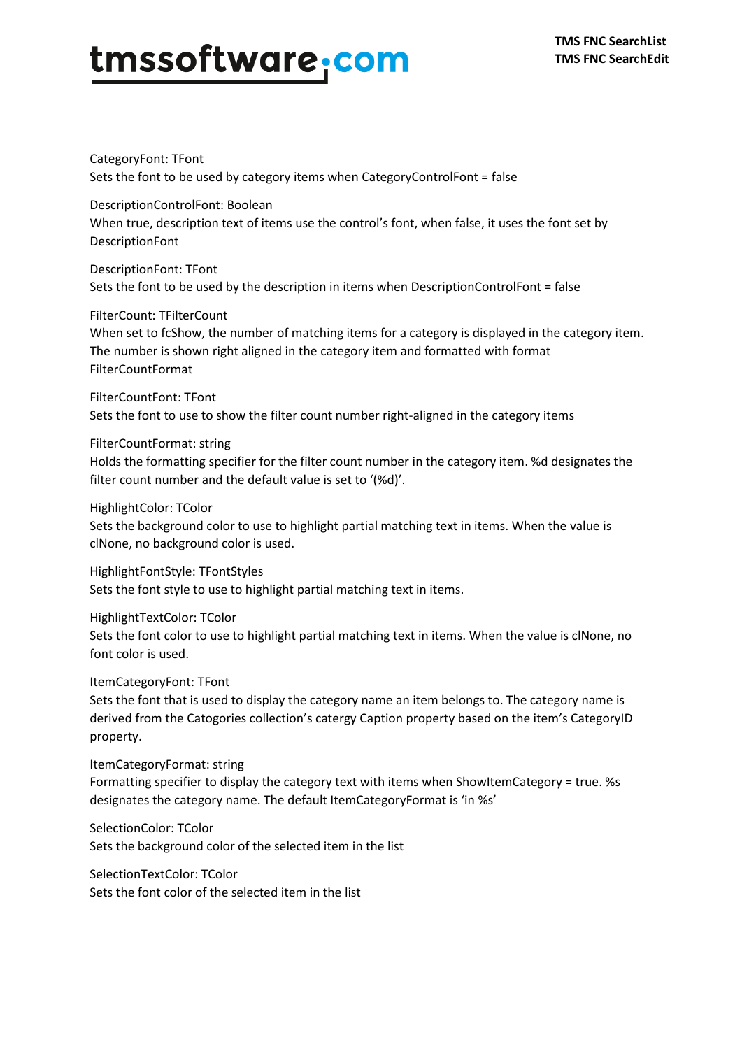CategoryFont: TFont
Sets the font to be used by category items when CategoryControlFont = false

DescriptionControlFont: Boolean
When true, description text of items use the control's font, when false, it uses the font set by DescriptionFont

DescriptionFont: TFont
Sets the font to be used by the description in items when DescriptionControlFont = false

FilterCount: TFilterCount
When set to fcShow, the number of matching items for a category is displayed in the category item. The number is shown right aligned in the category item and formatted with format FilterCountFormat

FilterCountFont: TFont
Sets the font to use to show the filter count number right-aligned in the category items

FilterCountFormat: string
Holds the formatting specifier for the filter count number in the category item. %d designates the filter count number and the default value is set to '(%d)'.

HighlightColor: TColor
Sets the background color to use to highlight partial matching text in items. When the value is clNone, no background color is used.

HighlightFontStyle: TFontStyles
Sets the font style to use to highlight partial matching text in items.

HighlightTextColor: TColor
Sets the font color to use to highlight partial matching text in items. When the value is clNone, no font color is used.

ItemCategoryFont: TFont
Sets the font that is used to display the category name an item belongs to. The category name is derived from the Catogories collection's catergy Caption property based on the item's CategoryID property.

ItemCategoryFormat: string
Formatting specifier to display the category text with items when ShowItemCategory = true. %s designates the category name. The default ItemCategoryFormat is 'in %s'

SelectionColor: TColor
Sets the background color of the selected item in the list

SelectionTextColor: TColor
Sets the font color of the selected item in the list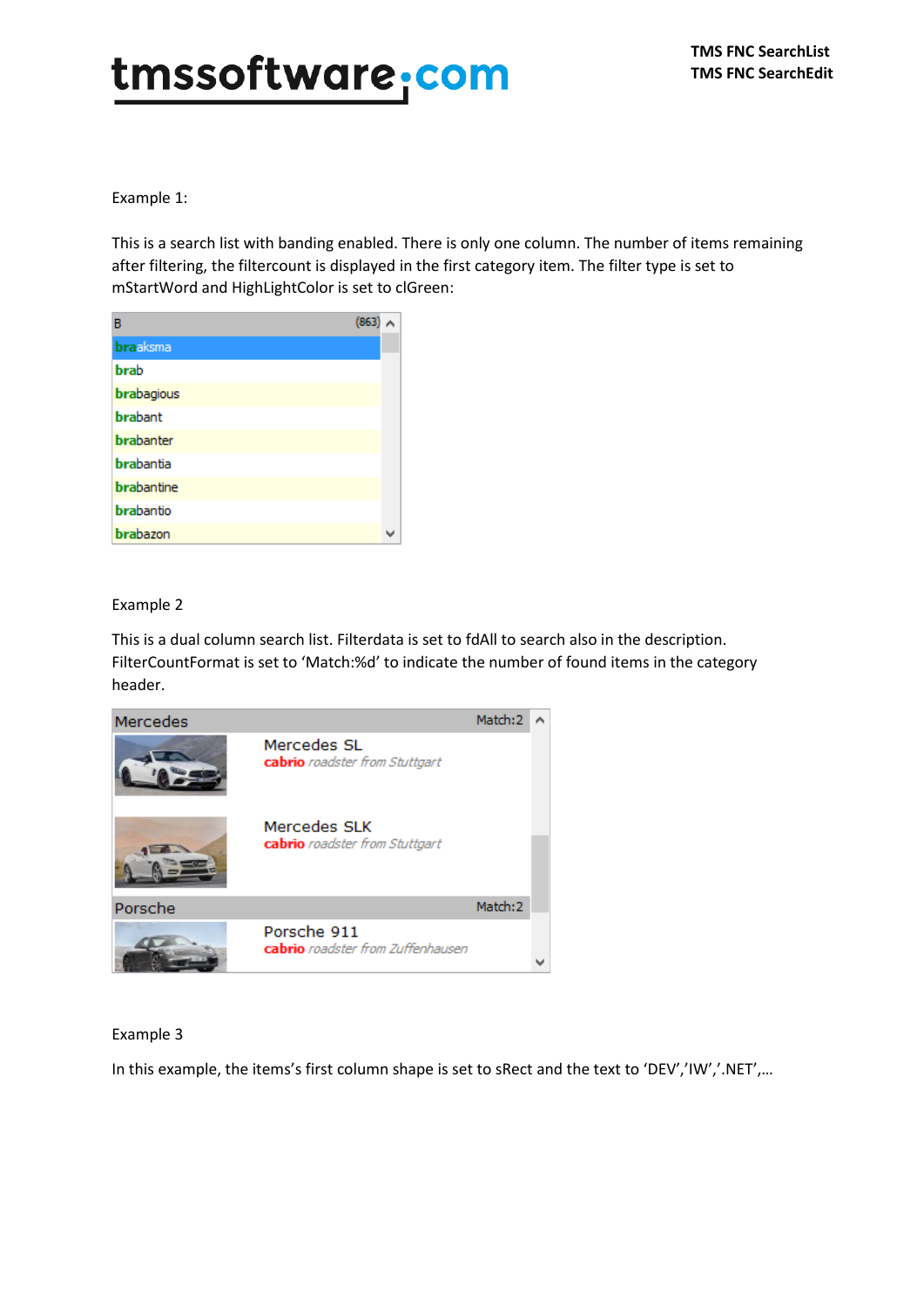Example 1:

This is a search list with banding enabled. There is only one column. The number of items remaining after filtering, the filtercount is displayed in the first category item. The filter type is set to mStartWord and HighLightColor is set to clGreen:

Example 2

This is a dual column search list. Filterdata is set to fdAll to search also in the description. FilterCountFormat is set to 'Match:%d' to indicate the number of found items in the category header.

Example 3

In this example, the items's first column shape is set to sRect and the text to 'DEV','IW','.NET',…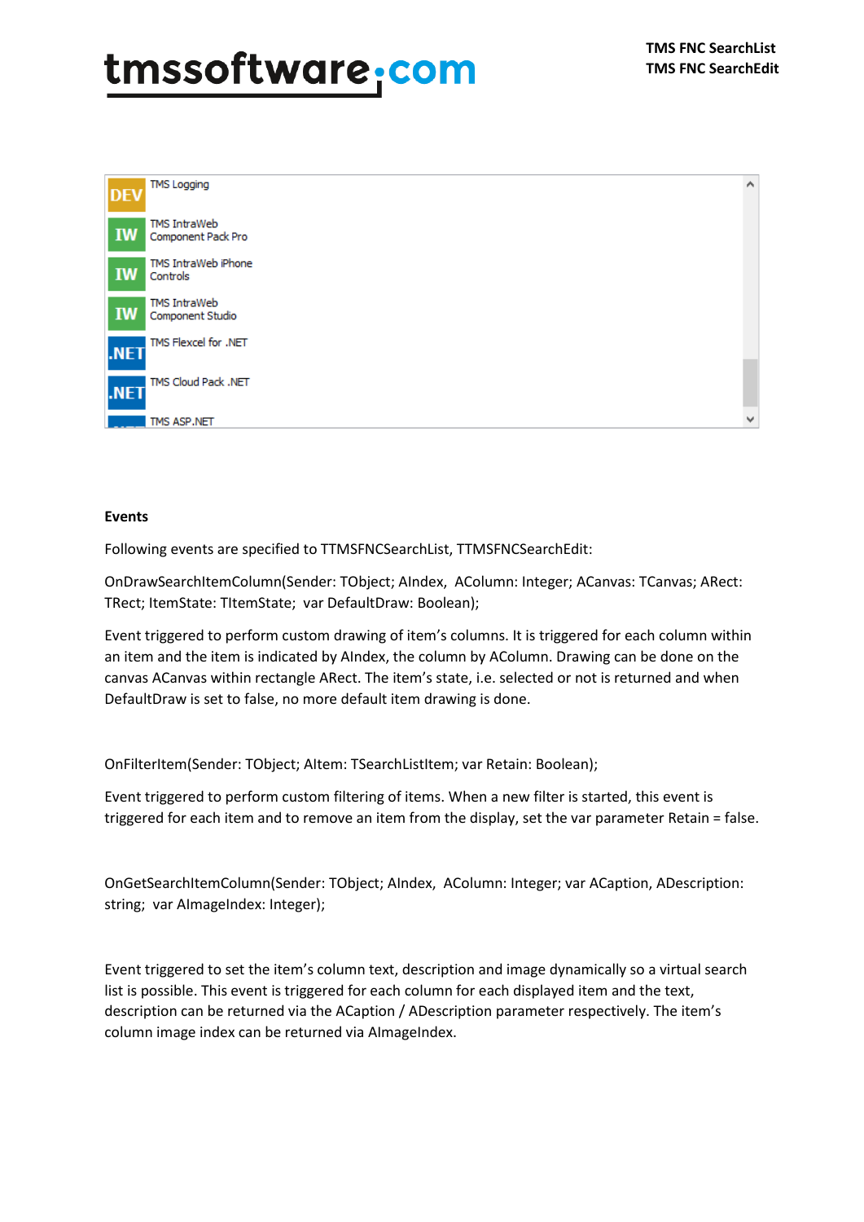**Events**

Following events are specified to TTMSFNCSearchList, TTMSFNCSearchEdit:

OnDrawSearchItemColumn(Sender: TObject; AIndex, AColumn: Integer; ACanvas: TCanvas; ARect: TRect; ItemState: TItemState; var DefaultDraw: Boolean);

Event triggered to perform custom drawing of item's columns. It is triggered for each column within an item and the item is indicated by AIndex, the column by AColumn. Drawing can be done on the canvas ACanvas within rectangle ARect. The item's state, i.e. selected or not is returned and when DefaultDraw is set to false, no more default item drawing is done.

OnFilterItem(Sender: TObject; AItem: TSearchListItem; var Retain: Boolean);

Event triggered to perform custom filtering of items. When a new filter is started, this event is triggered for each item and to remove an item from the display, set the var parameter Retain = false.

OnGetSearchItemColumn(Sender: TObject; AIndex, AColumn: Integer; var ACaption, ADescription: string; var AImageIndex: Integer);

Event triggered to set the item's column text, description and image dynamically so a virtual search list is possible. This event is triggered for each column for each displayed item and the text, description can be returned via the ACaption / ADescription parameter respectively. The item's column image index can be returned via AImageIndex.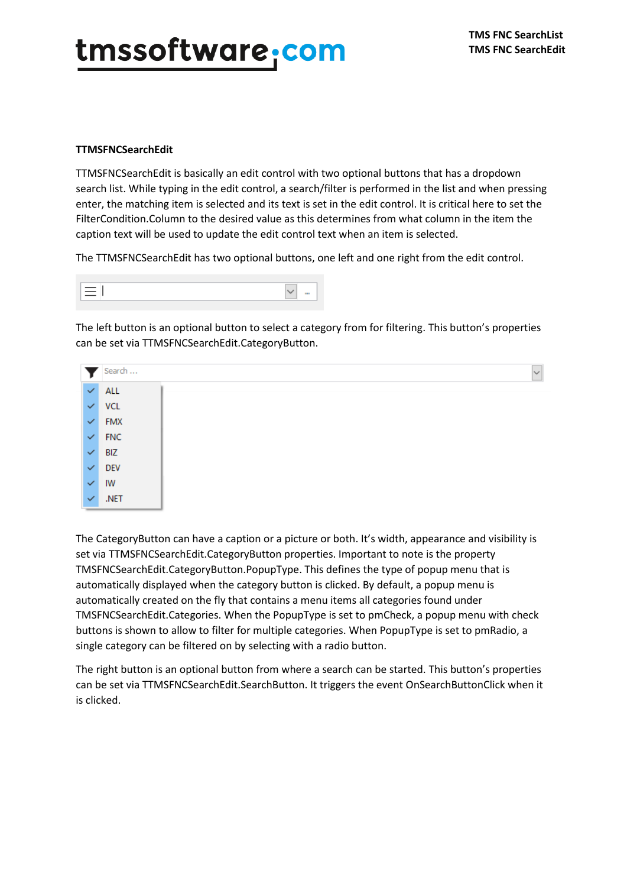**TTMSFNCSearchEdit**

TTMSFNCSearchEdit is basically an edit control with two optional buttons that has a dropdown search list. While typing in the edit control, a search/filter is performed in the list and when pressing enter, the matching item is selected and its text is set in the edit control. It is critical here to set the FilterCondition.Column to the desired value as this determines from what column in the item the caption text will be used to update the edit control text when an item is selected.

The TTMSFNCSearchEdit has two optional buttons, one left and one right from the edit control.

The left button is an optional button to select a category from for filtering. This button's properties can be set via TTMSFNCSearchEdit.CategoryButton.

The CategoryButton can have a caption or a picture or both. It's width, appearance and visibility is set via TTMSFNCSearchEdit.CategoryButton properties. Important to note is the property TMSFNCSearchEdit.CategoryButton.PopupType. This defines the type of popup menu that is automatically displayed when the category button is clicked. By default, a popup menu is automatically created on the fly that contains a menu items all categories found under TMSFNCSearchEdit.Categories. When the PopupType is set to pmCheck, a popup menu with check buttons is shown to allow to filter for multiple categories. When PopupType is set to pmRadio, a single category can be filtered on by selecting with a radio button.

The right button is an optional button from where a search can be started. This button's properties can be set via TTMSFNCSearchEdit.SearchButton. It triggers the event OnSearchButtonClick when it is clicked.